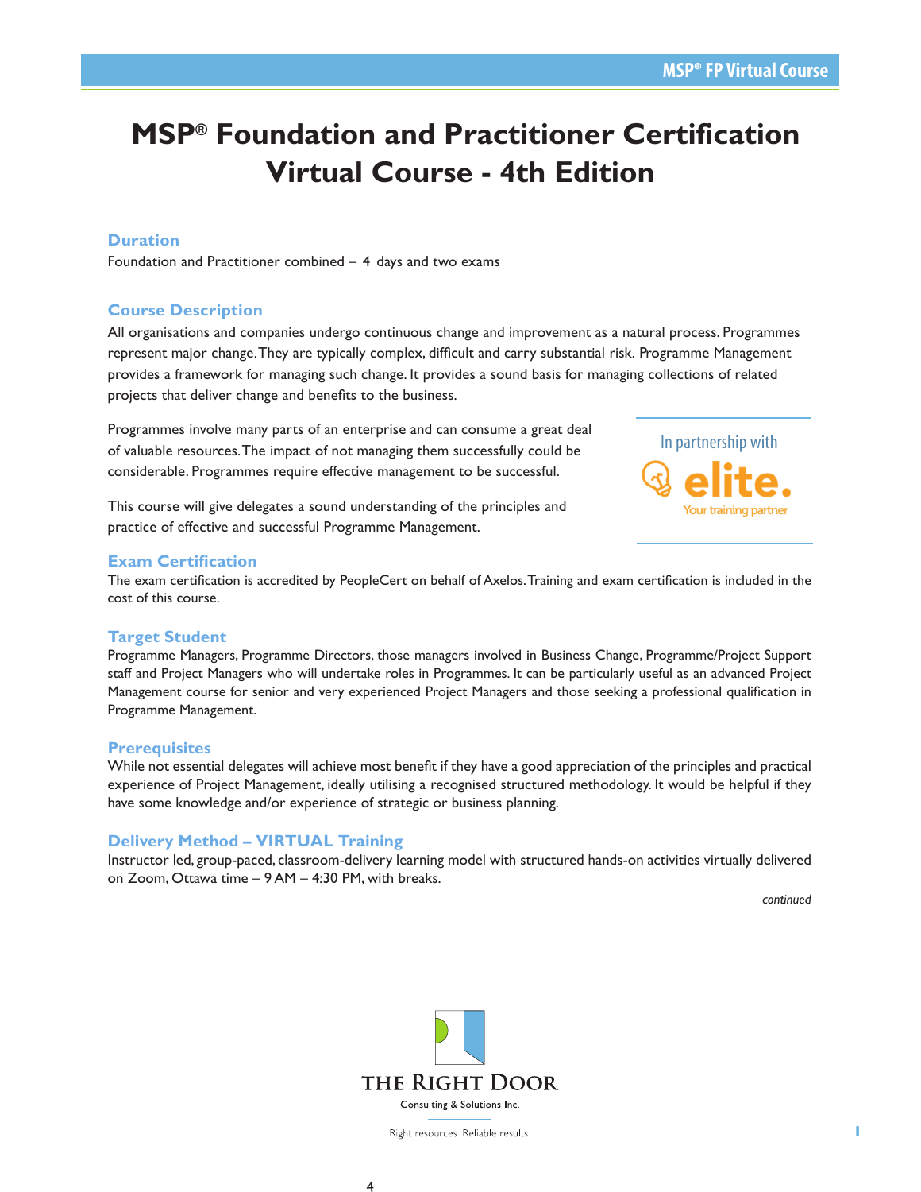# MSP® Foundation and Practitioner Certification Virtual Course - 4th Edition

## Duration

Foundation and Practitioner combined – 4 days and two exams

## Course Description

All organisations and companies undergo continuous change and improvement as a natural process. Programmes represent major change. They are typically complex, difficult and carry substantial risk. Programme Management provides a framework for managing such change. It provides a sound basis for managing collections of related projects that deliver change and benefits to the business.

Programmes involve many parts of an enterprise and can consume a great deal of valuable resources. The impact of not managing them successfully could be considerable. Programmes require effective management to be successful.

This course will give delegates a sound understanding of the principles and practice of effective and successful Programme Management.

In partnership with elite. Your training partner

## Exam Certification

The exam certification is accredited by PeopleCert on behalf of Axelos. Training and exam certification is included in the cost of this course.

## Target Student

Programme Managers, Programme Directors, those managers involved in Business Change, Programme/Project Support staff and Project Managers who will undertake roles in Programmes. It can be particularly useful as an advanced Project Management course for senior and very experienced Project Managers and those seeking a professional qualification in Programme Management.

## Prerequisites

While not essential delegates will achieve most benefit if they have a good appreciation of the principles and practical experience of Project Management, ideally utilising a recognised structured methodology. It would be helpful if they have some knowledge and/or experience of strategic or business planning.

## Delivery Method – VIRTUAL Training

Instructor led, group-paced, classroom-delivery learning model with structured hands-on activities virtually delivered on Zoom, Ottawa time – 9 AM – 4:30 PM, with breaks.

*continued*

THE RIGHT DOOR
Consulting & Solutions Inc.
Right resources. Reliable results.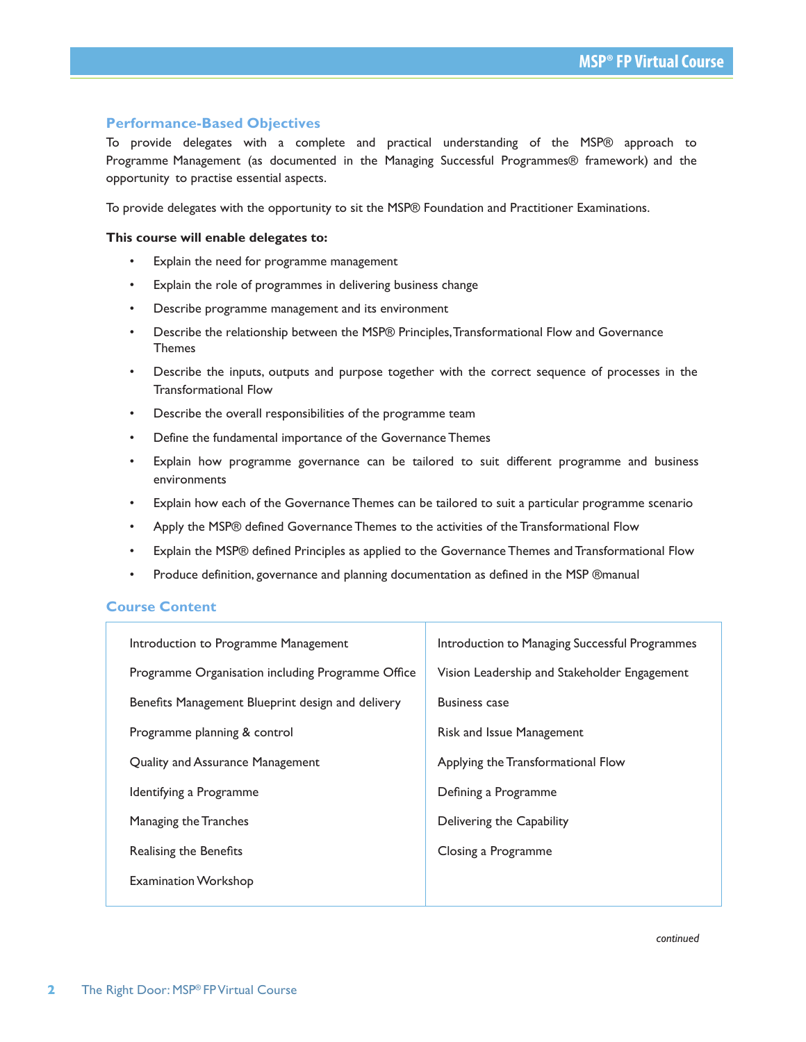## Performance-Based Objectives

To provide delegates with a complete and practical understanding of the MSP® approach to Programme Management (as documented in the Managing Successful Programmes® framework) and the opportunity to practise essential aspects.

To provide delegates with the opportunity to sit the MSP® Foundation and Practitioner Examinations.

**This course will enable delegates to:**

- Explain the need for programme management
- Explain the role of programmes in delivering business change
- Describe programme management and its environment
- Describe the relationship between the MSP® Principles, Transformational Flow and Governance Themes
- Describe the inputs, outputs and purpose together with the correct sequence of processes in the Transformational Flow
- Describe the overall responsibilities of the programme team
- Define the fundamental importance of the Governance Themes
- Explain how programme governance can be tailored to suit different programme and business environments
- Explain how each of the Governance Themes can be tailored to suit a particular programme scenario
- Apply the MSP® defined Governance Themes to the activities of the Transformational Flow
- Explain the MSP® defined Principles as applied to the Governance Themes and Transformational Flow
- Produce definition, governance and planning documentation as defined in the MSP ®manual

## Course Content

| | |
|---|---|
| Introduction to Programme Management | Introduction to Managing Successful Programmes |
| Programme Organisation including Programme Office | Vision Leadership and Stakeholder Engagement |
| Benefits Management Blueprint design and delivery | Business case |
| Programme planning & control | Risk and Issue Management |
| Quality and Assurance Management | Applying the Transformational Flow |
| Identifying a Programme | Defining a Programme |
| Managing the Tranches | Delivering the Capability |
| Realising the Benefits | Closing a Programme |
| Examination Workshop | |

*continued*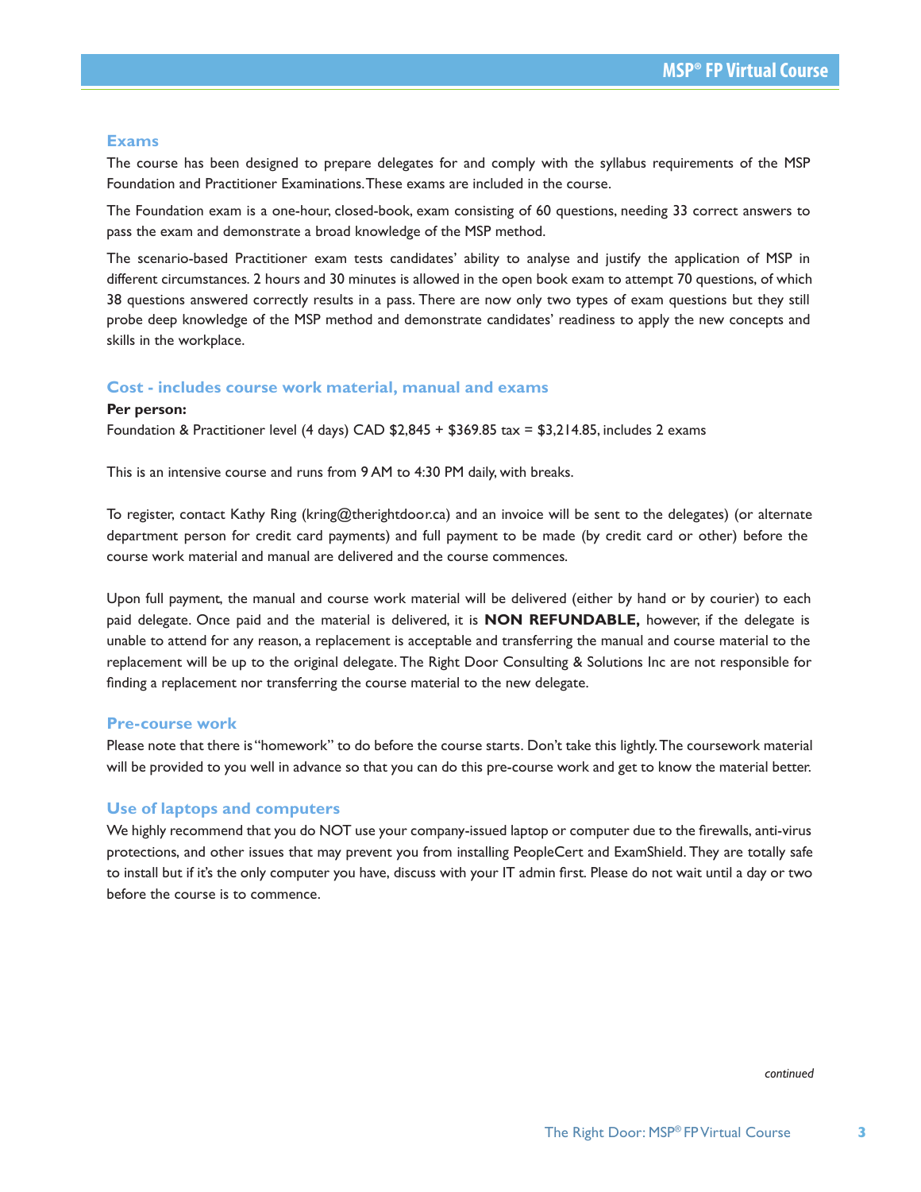## Exams

The course has been designed to prepare delegates for and comply with the syllabus requirements of the MSP Foundation and Practitioner Examinations. These exams are included in the course.

The Foundation exam is a one-hour, closed-book, exam consisting of 60 questions, needing 33 correct answers to pass the exam and demonstrate a broad knowledge of the MSP method.

The scenario-based Practitioner exam tests candidates' ability to analyse and justify the application of MSP in different circumstances. 2 hours and 30 minutes is allowed in the open book exam to attempt 70 questions, of which 38 questions answered correctly results in a pass. There are now only two types of exam questions but they still probe deep knowledge of the MSP method and demonstrate candidates' readiness to apply the new concepts and skills in the workplace.

## Cost - includes course work material, manual and exams

**Per person:**

Foundation & Practitioner level (4 days) CAD $2,845 + $369.85 tax = $3,214.85, includes 2 exams

This is an intensive course and runs from 9 AM to 4:30 PM daily, with breaks.

To register, contact Kathy Ring (kring@therightdoor.ca) and an invoice will be sent to the delegates) (or alternate department person for credit card payments) and full payment to be made (by credit card or other) before the course work material and manual are delivered and the course commences.

Upon full payment, the manual and course work material will be delivered (either by hand or by courier) to each paid delegate. Once paid and the material is delivered, it is **NON REFUNDABLE,** however, if the delegate is unable to attend for any reason, a replacement is acceptable and transferring the manual and course material to the replacement will be up to the original delegate. The Right Door Consulting & Solutions Inc are not responsible for finding a replacement nor transferring the course material to the new delegate.

## Pre-course work

Please note that there is "homework" to do before the course starts. Don't take this lightly. The coursework material will be provided to you well in advance so that you can do this pre-course work and get to know the material better.

## Use of laptops and computers

We highly recommend that you do NOT use your company-issued laptop or computer due to the firewalls, anti-virus protections, and other issues that may prevent you from installing PeopleCert and ExamShield. They are totally safe to install but if it's the only computer you have, discuss with your IT admin first. Please do not wait until a day or two before the course is to commence.

*continued*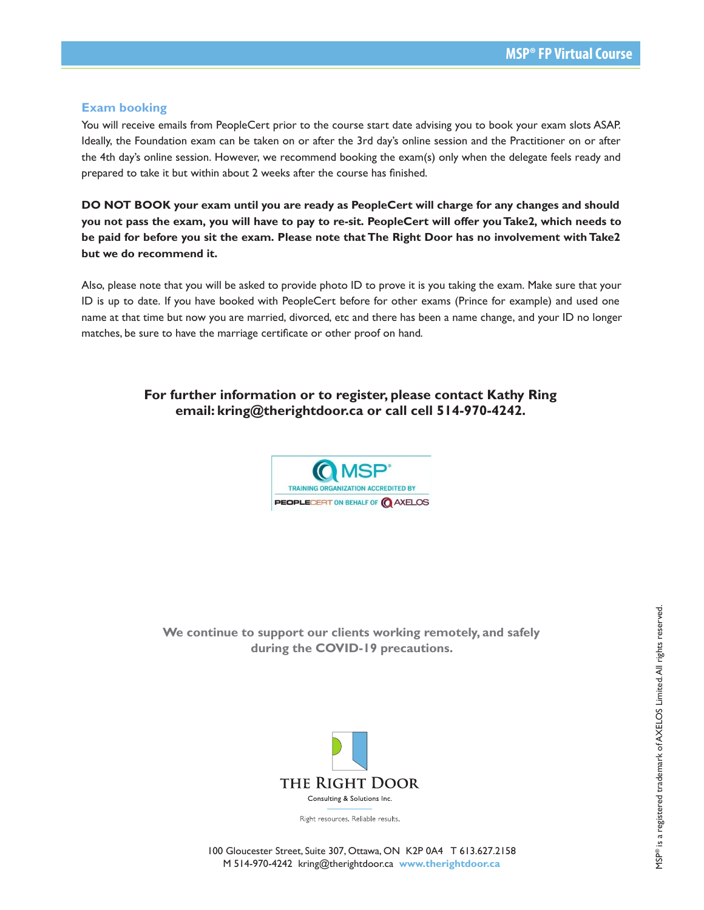## Exam booking

You will receive emails from PeopleCert prior to the course start date advising you to book your exam slots ASAP. Ideally, the Foundation exam can be taken on or after the 3rd day's online session and the Practitioner on or after the 4th day's online session. However, we recommend booking the exam(s) only when the delegate feels ready and prepared to take it but within about 2 weeks after the course has finished.

**DO NOT BOOK your exam until you are ready as PeopleCert will charge for any changes and should you not pass the exam, you will have to pay to re-sit. PeopleCert will offer you Take2, which needs to be paid for before you sit the exam. Please note that The Right Door has no involvement with Take2 but we do recommend it.**

Also, please note that you will be asked to provide photo ID to prove it is you taking the exam. Make sure that your ID is up to date. If you have booked with PeopleCert before for other exams (Prince for example) and used one name at that time but now you are married, divorced, etc and there has been a name change, and your ID no longer matches, be sure to have the marriage certificate or other proof on hand.

**For further information or to register, please contact Kathy Ring email: kring@therightdoor.ca or call cell 514-970-4242.**

MSP®

TRAINING ORGANIZATION ACCREDITED BY

PEOPLECERT ON BEHALF OF AXELOS

**We continue to support our clients working remotely, and safely during the COVID-19 precautions.**

THE RIGHT DOOR

Consulting & Solutions Inc.

Right resources. Reliable results.

100 Gloucester Street, Suite 307, Ottawa, ON K2P 0A4 T 613.627.2158
M 514-970-4242 kring@therightdoor.ca **www.therightdoor.ca**

MSP® is a registered trademark of AXELOS Limited. All rights reserved.